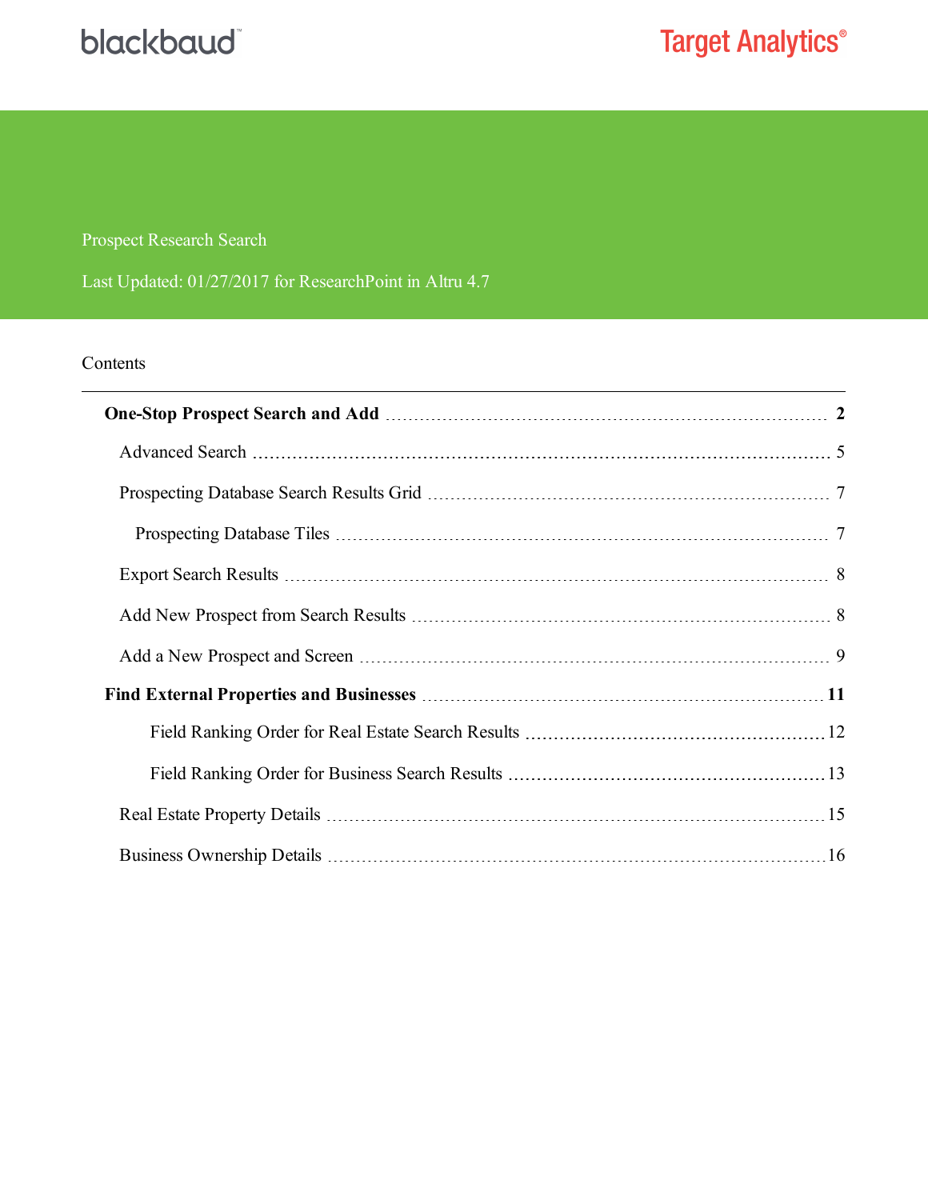blackbaud

Target Analytics®

# Prospect Research Search

Last Updated: 01/27/2017 for ResearchPoint in Altru 4.7

## Contents

- **One-Stop Prospect Search and Add** ..... **2**
  - Advanced Search ..... 5
  - Prospecting Database Search Results Grid ..... 7
    - Prospecting Database Tiles ..... 7
  - Export Search Results ..... 8
  - Add New Prospect from Search Results ..... 8
  - Add a New Prospect and Screen ..... 9
- **Find External Properties and Businesses** ..... **11**
    - Field Ranking Order for Real Estate Search Results ..... 12
    - Field Ranking Order for Business Search Results ..... 13
  - Real Estate Property Details ..... 15
  - Business Ownership Details ..... 16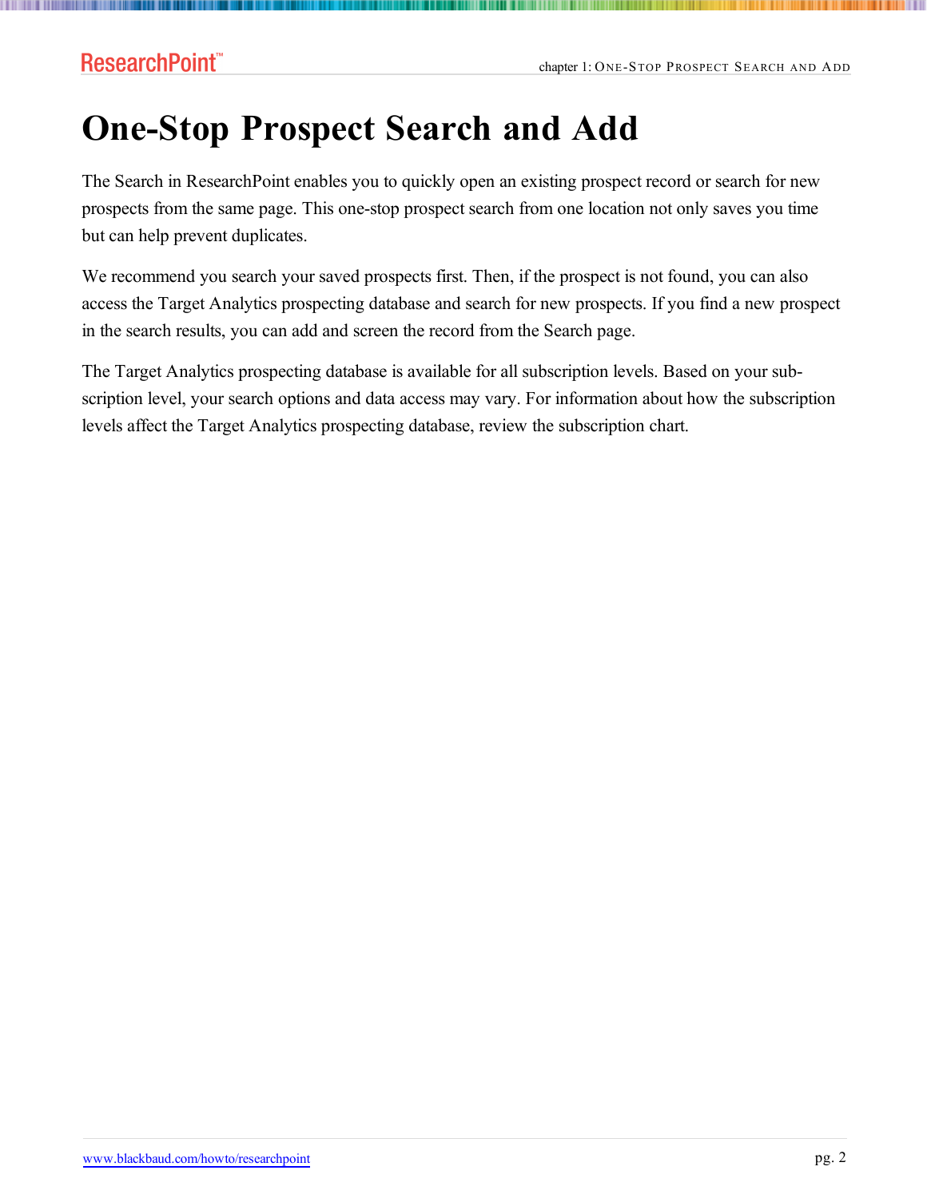# One-Stop Prospect Search and Add

The Search in ResearchPoint enables you to quickly open an existing prospect record or search for new prospects from the same page. This one-stop prospect search from one location not only saves you time but can help prevent duplicates.

We recommend you search your saved prospects first. Then, if the prospect is not found, you can also access the Target Analytics prospecting database and search for new prospects. If you find a new prospect in the search results, you can add and screen the record from the Search page.

The Target Analytics prospecting database is available for all subscription levels. Based on your subscription level, your search options and data access may vary. For information about how the subscription levels affect the Target Analytics prospecting database, review the subscription chart.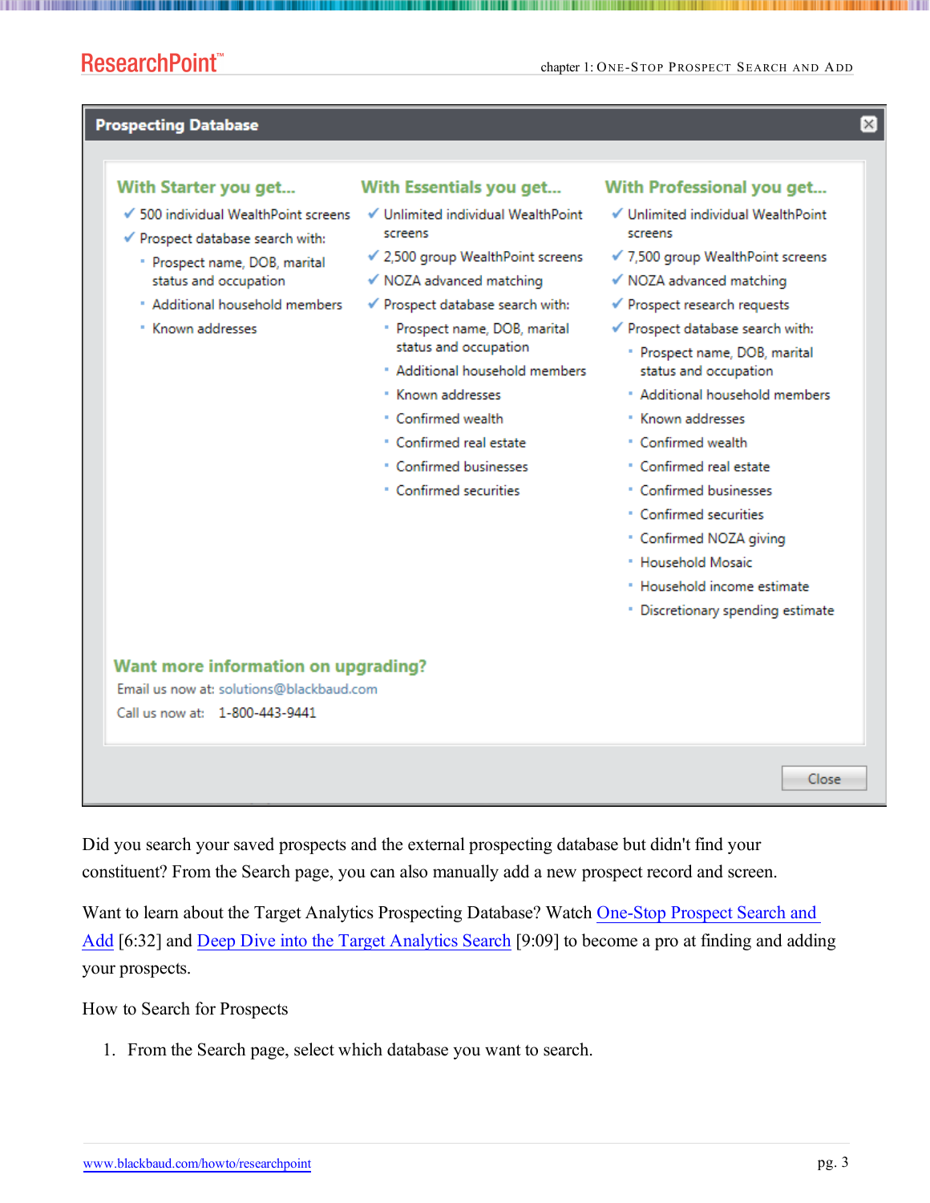## Prospecting Database

**With Starter you get...**

- ✓ 500 individual WealthPoint screens
- ✓ Prospect database search with:
  - Prospect name, DOB, marital status and occupation
  - Additional household members
  - Known addresses

**With Essentials you get...**

- ✓ Unlimited individual WealthPoint screens
- ✓ 2,500 group WealthPoint screens
- ✓ NOZA advanced matching
- ✓ Prospect database search with:
  - Prospect name, DOB, marital status and occupation
  - Additional household members
  - Known addresses
  - Confirmed wealth
  - Confirmed real estate
  - Confirmed businesses
  - Confirmed securities

**With Professional you get...**

- ✓ Unlimited individual WealthPoint screens
- ✓ 7,500 group WealthPoint screens
- ✓ NOZA advanced matching
- ✓ Prospect research requests
- ✓ Prospect database search with:
  - Prospect name, DOB, marital status and occupation
  - Additional household members
  - Known addresses
  - Confirmed wealth
  - Confirmed real estate
  - Confirmed businesses
  - Confirmed securities
  - Confirmed NOZA giving
  - Household Mosaic
  - Household income estimate
  - Discretionary spending estimate

**Want more information on upgrading?**

Email us now at: solutions@blackbaud.com

Call us now at: 1-800-443-9441

Close

Did you search your saved prospects and the external prospecting database but didn't find your constituent? From the Search page, you can also manually add a new prospect record and screen.

Want to learn about the Target Analytics Prospecting Database? Watch [One-Stop Prospect Search and Add] [6:32] and [Deep Dive into the Target Analytics Search] [9:09] to become a pro at finding and adding your prospects.

How to Search for Prospects

1. From the Search page, select which database you want to search.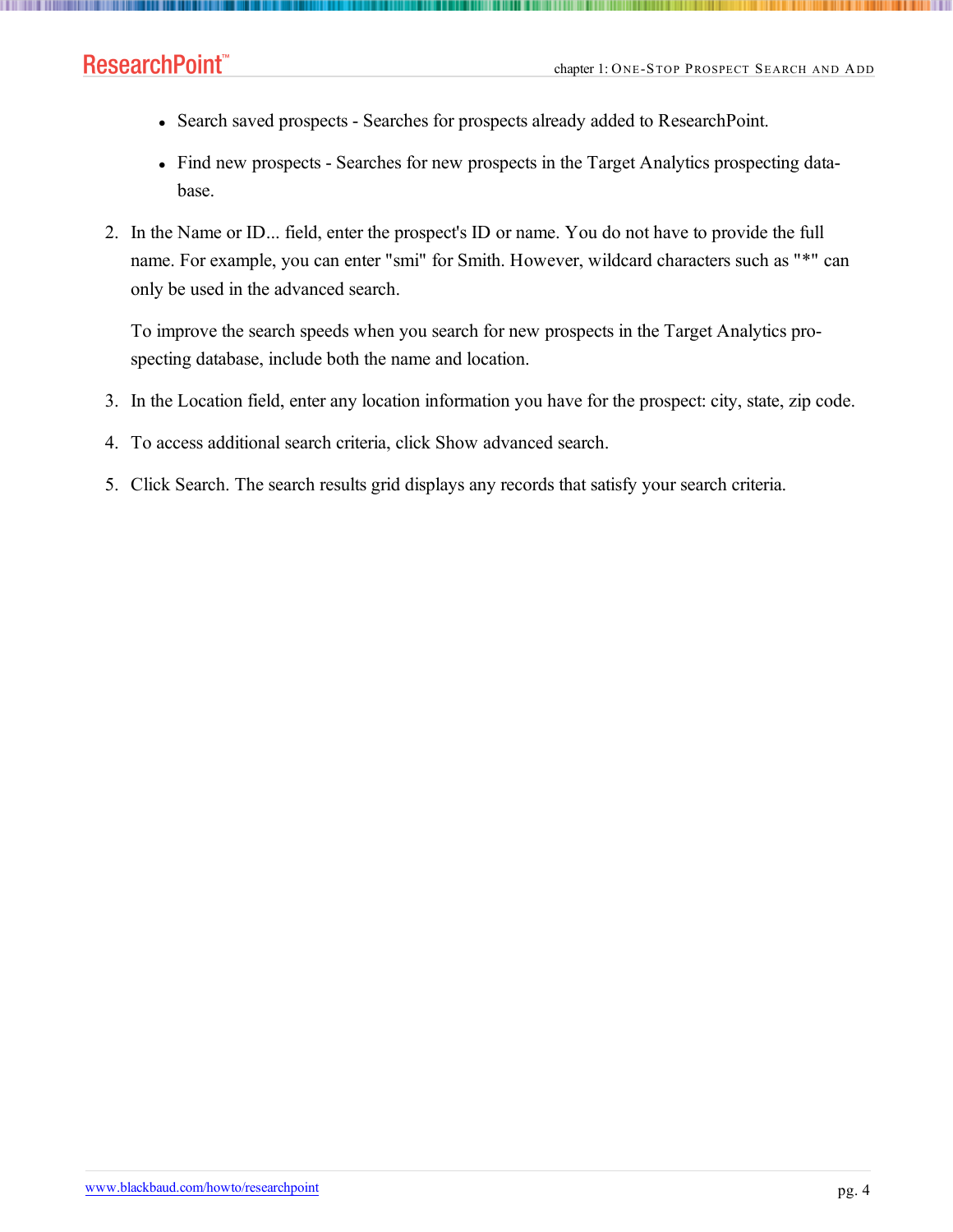- Search saved prospects - Searches for prospects already added to ResearchPoint.
- Find new prospects - Searches for new prospects in the Target Analytics prospecting database.

2. In the Name or ID... field, enter the prospect's ID or name. You do not have to provide the full name. For example, you can enter "smi" for Smith. However, wildcard characters such as "*" can only be used in the advanced search.

   To improve the search speeds when you search for new prospects in the Target Analytics prospecting database, include both the name and location.

3. In the Location field, enter any location information you have for the prospect: city, state, zip code.
4. To access additional search criteria, click Show advanced search.
5. Click Search. The search results grid displays any records that satisfy your search criteria.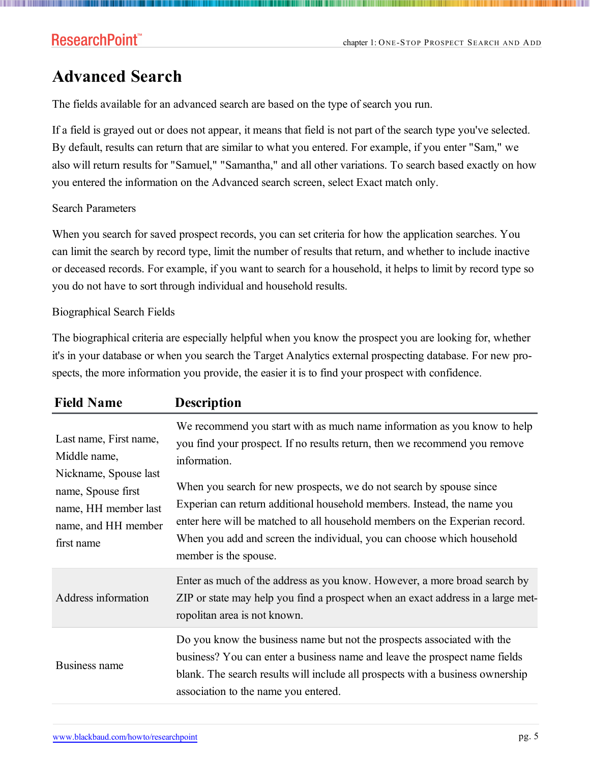## Advanced Search

The fields available for an advanced search are based on the type of search you run.

If a field is grayed out or does not appear, it means that field is not part of the search type you've selected. By default, results can return that are similar to what you entered. For example, if you enter "Sam," we also will return results for "Samuel," "Samantha," and all other variations. To search based exactly on how you entered the information on the Advanced search screen, select Exact match only.

Search Parameters

When you search for saved prospect records, you can set criteria for how the application searches. You can limit the search by record type, limit the number of results that return, and whether to include inactive or deceased records. For example, if you want to search for a household, it helps to limit by record type so you do not have to sort through individual and household results.

Biographical Search Fields

The biographical criteria are especially helpful when you know the prospect you are looking for, whether it's in your database or when you search the Target Analytics external prospecting database. For new prospects, the more information you provide, the easier it is to find your prospect with confidence.

| Field Name | Description |
|---|---|
| Last name, First name, Middle name, Nickname, Spouse last name, Spouse first name, HH member last name, and HH member first name | We recommend you start with as much name information as you know to help you find your prospect. If no results return, then we recommend you remove information.<br><br>When you search for new prospects, we do not search by spouse since Experian can return additional household members. Instead, the name you enter here will be matched to all household members on the Experian record. When you add and screen the individual, you can choose which household member is the spouse. |
| Address information | Enter as much of the address as you know. However, a more broad search by ZIP or state may help you find a prospect when an exact address in a large metropolitan area is not known. |
| Business name | Do you know the business name but not the prospects associated with the business? You can enter a business name and leave the prospect name fields blank. The search results will include all prospects with a business ownership association to the name you entered. |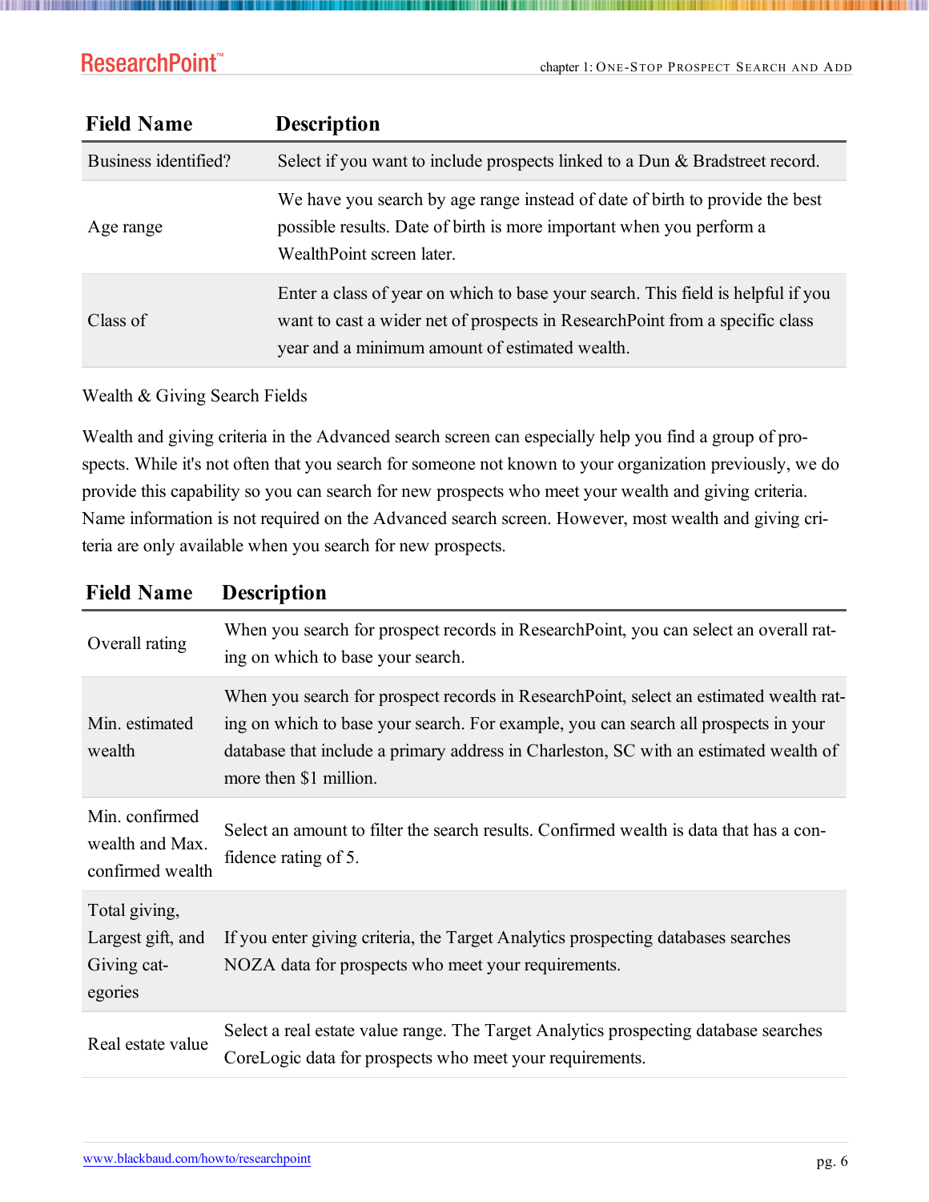| Field Name | Description |
|---|---|
| Business identified? | Select if you want to include prospects linked to a Dun & Bradstreet record. |
| Age range | We have you search by age range instead of date of birth to provide the best possible results. Date of birth is more important when you perform a WealthPoint screen later. |
| Class of | Enter a class of year on which to base your search. This field is helpful if you want to cast a wider net of prospects in ResearchPoint from a specific class year and a minimum amount of estimated wealth. |

Wealth & Giving Search Fields

Wealth and giving criteria in the Advanced search screen can especially help you find a group of prospects. While it's not often that you search for someone not known to your organization previously, we do provide this capability so you can search for new prospects who meet your wealth and giving criteria. Name information is not required on the Advanced search screen. However, most wealth and giving criteria are only available when you search for new prospects.

| Field Name | Description |
|---|---|
| Overall rating | When you search for prospect records in ResearchPoint, you can select an overall rating on which to base your search. |
| Min. estimated wealth | When you search for prospect records in ResearchPoint, select an estimated wealth rating on which to base your search. For example, you can search all prospects in your database that include a primary address in Charleston, SC with an estimated wealth of more then $1 million. |
| Min. confirmed wealth and Max. confirmed wealth | Select an amount to filter the search results. Confirmed wealth is data that has a confidence rating of 5. |
| Total giving, Largest gift, and Giving categories | If you enter giving criteria, the Target Analytics prospecting databases searches NOZA data for prospects who meet your requirements. |
| Real estate value | Select a real estate value range. The Target Analytics prospecting database searches CoreLogic data for prospects who meet your requirements. |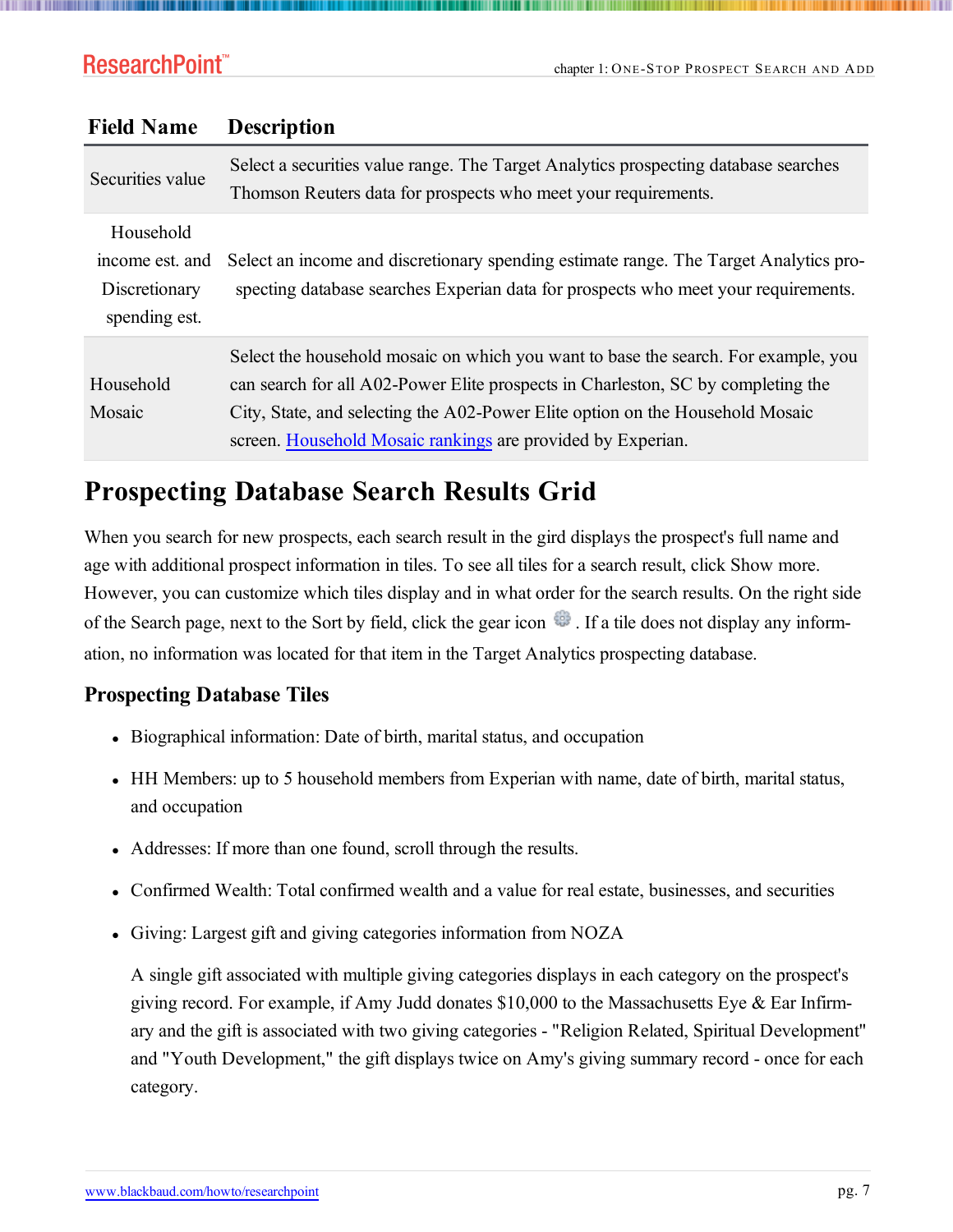| Field Name | Description |
| --- | --- |
| Securities value | Select a securities value range. The Target Analytics prospecting database searches Thomson Reuters data for prospects who meet your requirements. |
| Household income est. and Discretionary spending est. | Select an income and discretionary spending estimate range. The Target Analytics prospecting database searches Experian data for prospects who meet your requirements. |
| Household Mosaic | Select the household mosaic on which you want to base the search. For example, you can search for all A02-Power Elite prospects in Charleston, SC by completing the City, State, and selecting the A02-Power Elite option on the Household Mosaic screen. Household Mosaic rankings are provided by Experian. |

## Prospecting Database Search Results Grid

When you search for new prospects, each search result in the gird displays the prospect's full name and age with additional prospect information in tiles. To see all tiles for a search result, click Show more. However, you can customize which tiles display and in what order for the search results. On the right side of the Search page, next to the Sort by field, click the gear icon. If a tile does not display any information, no information was located for that item in the Target Analytics prospecting database.

### Prospecting Database Tiles

- Biographical information: Date of birth, marital status, and occupation
- HH Members: up to 5 household members from Experian with name, date of birth, marital status, and occupation
- Addresses: If more than one found, scroll through the results.
- Confirmed Wealth: Total confirmed wealth and a value for real estate, businesses, and securities
- Giving: Largest gift and giving categories information from NOZA

  A single gift associated with multiple giving categories displays in each category on the prospect's giving record. For example, if Amy Judd donates $10,000 to the Massachusetts Eye & Ear Infirmary and the gift is associated with two giving categories - "Religion Related, Spiritual Development" and "Youth Development," the gift displays twice on Amy's giving summary record - once for each category.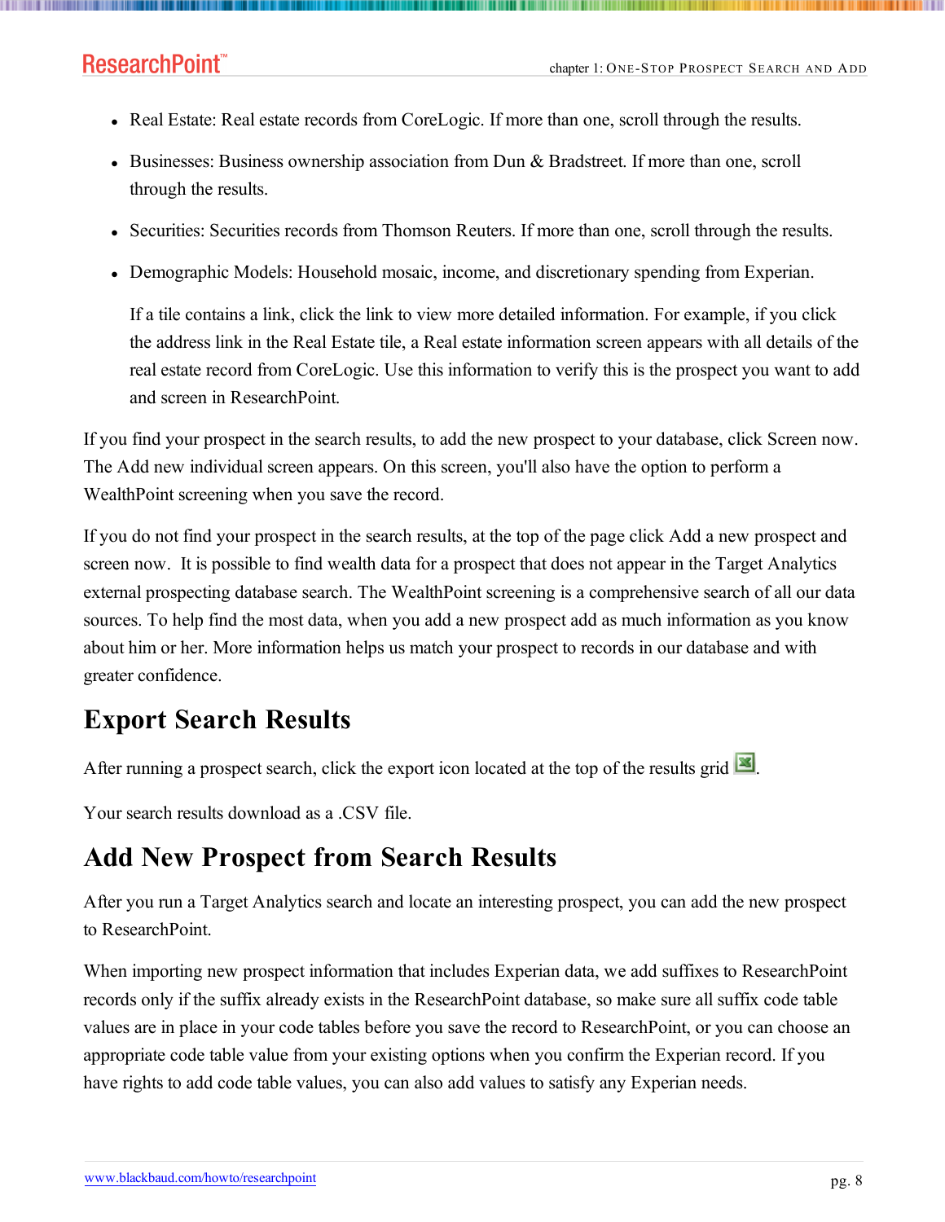- Real Estate: Real estate records from CoreLogic. If more than one, scroll through the results.
- Businesses: Business ownership association from Dun & Bradstreet. If more than one, scroll through the results.
- Securities: Securities records from Thomson Reuters. If more than one, scroll through the results.
- Demographic Models: Household mosaic, income, and discretionary spending from Experian.

  If a tile contains a link, click the link to view more detailed information. For example, if you click the address link in the Real Estate tile, a Real estate information screen appears with all details of the real estate record from CoreLogic. Use this information to verify this is the prospect you want to add and screen in ResearchPoint.

If you find your prospect in the search results, to add the new prospect to your database, click Screen now. The Add new individual screen appears. On this screen, you'll also have the option to perform a WealthPoint screening when you save the record.

If you do not find your prospect in the search results, at the top of the page click Add a new prospect and screen now. It is possible to find wealth data for a prospect that does not appear in the Target Analytics external prospecting database search. The WealthPoint screening is a comprehensive search of all our data sources. To help find the most data, when you add a new prospect add as much information as you know about him or her. More information helps us match your prospect to records in our database and with greater confidence.

## Export Search Results

After running a prospect search, click the export icon located at the top of the results grid.

Your search results download as a .CSV file.

## Add New Prospect from Search Results

After you run a Target Analytics search and locate an interesting prospect, you can add the new prospect to ResearchPoint.

When importing new prospect information that includes Experian data, we add suffixes to ResearchPoint records only if the suffix already exists in the ResearchPoint database, so make sure all suffix code table values are in place in your code tables before you save the record to ResearchPoint, or you can choose an appropriate code table value from your existing options when you confirm the Experian record. If you have rights to add code table values, you can also add values to satisfy any Experian needs.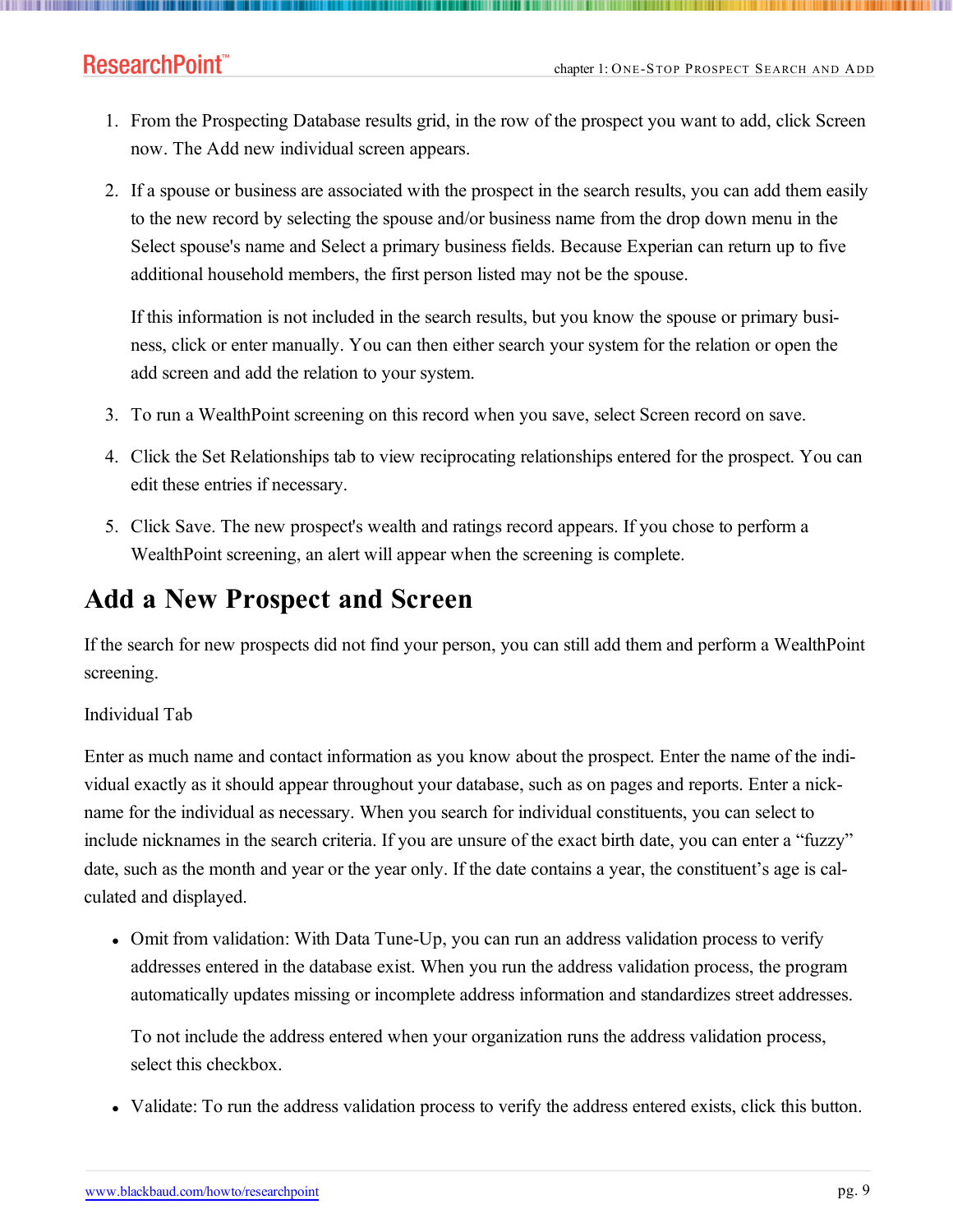1. From the Prospecting Database results grid, in the row of the prospect you want to add, click Screen now. The Add new individual screen appears.
2. If a spouse or business are associated with the prospect in the search results, you can add them easily to the new record by selecting the spouse and/or business name from the drop down menu in the Select spouse's name and Select a primary business fields. Because Experian can return up to five additional household members, the first person listed may not be the spouse.

   If this information is not included in the search results, but you know the spouse or primary business, click or enter manually. You can then either search your system for the relation or open the add screen and add the relation to your system.
3. To run a WealthPoint screening on this record when you save, select Screen record on save.
4. Click the Set Relationships tab to view reciprocating relationships entered for the prospect. You can edit these entries if necessary.
5. Click Save. The new prospect's wealth and ratings record appears. If you chose to perform a WealthPoint screening, an alert will appear when the screening is complete.

## Add a New Prospect and Screen

If the search for new prospects did not find your person, you can still add them and perform a WealthPoint screening.

Individual Tab

Enter as much name and contact information as you know about the prospect. Enter the name of the individual exactly as it should appear throughout your database, such as on pages and reports. Enter a nickname for the individual as necessary. When you search for individual constituents, you can select to include nicknames in the search criteria. If you are unsure of the exact birth date, you can enter a "fuzzy" date, such as the month and year or the year only. If the date contains a year, the constituent's age is calculated and displayed.

- Omit from validation: With Data Tune-Up, you can run an address validation process to verify addresses entered in the database exist. When you run the address validation process, the program automatically updates missing or incomplete address information and standardizes street addresses.

  To not include the address entered when your organization runs the address validation process, select this checkbox.
- Validate: To run the address validation process to verify the address entered exists, click this button.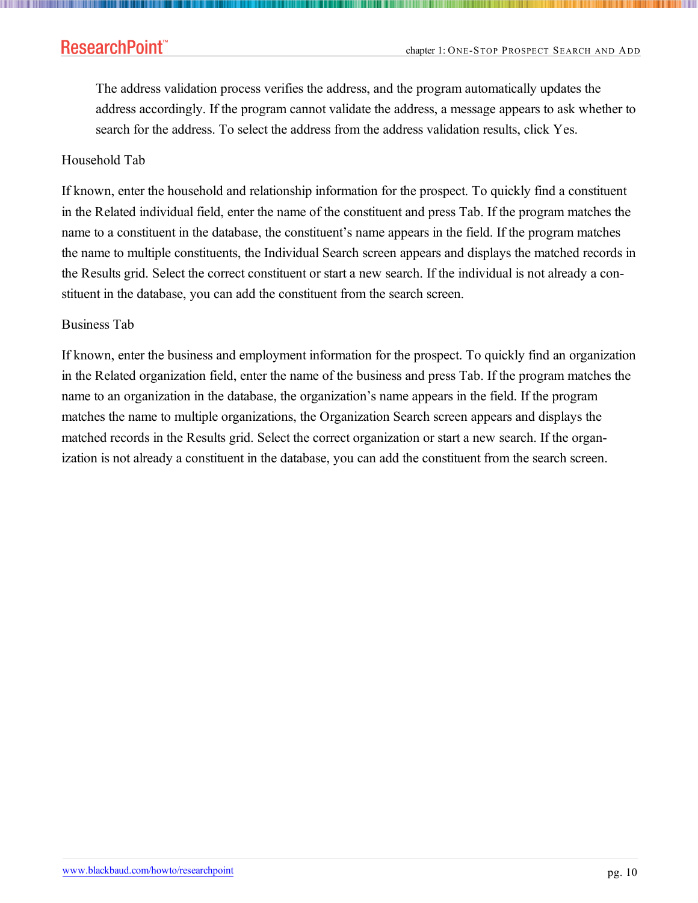The address validation process verifies the address, and the program automatically updates the address accordingly. If the program cannot validate the address, a message appears to ask whether to search for the address. To select the address from the address validation results, click Yes.

### Household Tab

If known, enter the household and relationship information for the prospect. To quickly find a constituent in the Related individual field, enter the name of the constituent and press Tab. If the program matches the name to a constituent in the database, the constituent's name appears in the field. If the program matches the name to multiple constituents, the Individual Search screen appears and displays the matched records in the Results grid. Select the correct constituent or start a new search. If the individual is not already a constituent in the database, you can add the constituent from the search screen.

### Business Tab

If known, enter the business and employment information for the prospect. To quickly find an organization in the Related organization field, enter the name of the business and press Tab. If the program matches the name to an organization in the database, the organization's name appears in the field. If the program matches the name to multiple organizations, the Organization Search screen appears and displays the matched records in the Results grid. Select the correct organization or start a new search. If the organization is not already a constituent in the database, you can add the constituent from the search screen.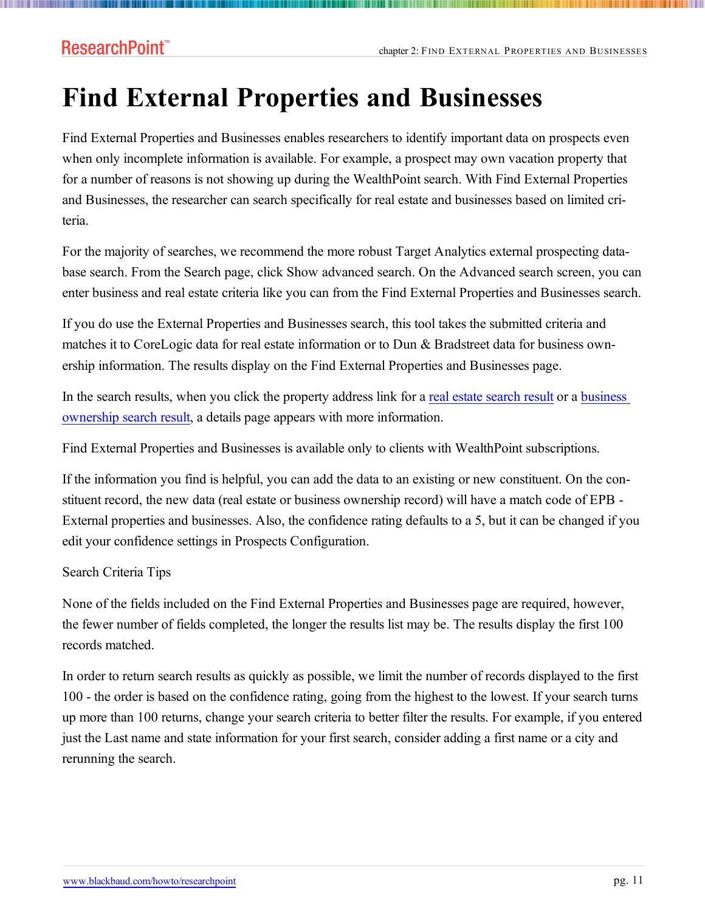# Find External Properties and Businesses

Find External Properties and Businesses enables researchers to identify important data on prospects even when only incomplete information is available. For example, a prospect may own vacation property that for a number of reasons is not showing up during the WealthPoint search. With Find External Properties and Businesses, the researcher can search specifically for real estate and businesses based on limited criteria.

For the majority of searches, we recommend the more robust Target Analytics external prospecting database search. From the Search page, click Show advanced search. On the Advanced search screen, you can enter business and real estate criteria like you can from the Find External Properties and Businesses search.

If you do use the External Properties and Businesses search, this tool takes the submitted criteria and matches it to CoreLogic data for real estate information or to Dun & Bradstreet data for business ownership information. The results display on the Find External Properties and Businesses page.

In the search results, when you click the property address link for a real estate search result or a business ownership search result, a details page appears with more information.

Find External Properties and Businesses is available only to clients with WealthPoint subscriptions.

If the information you find is helpful, you can add the data to an existing or new constituent. On the constituent record, the new data (real estate or business ownership record) will have a match code of EPB - External properties and businesses. Also, the confidence rating defaults to a 5, but it can be changed if you edit your confidence settings in Prospects Configuration.

Search Criteria Tips

None of the fields included on the Find External Properties and Businesses page are required, however, the fewer number of fields completed, the longer the results list may be. The results display the first 100 records matched.

In order to return search results as quickly as possible, we limit the number of records displayed to the first 100 - the order is based on the confidence rating, going from the highest to the lowest. If your search turns up more than 100 returns, change your search criteria to better filter the results. For example, if you entered just the Last name and state information for your first search, consider adding a first name or a city and rerunning the search.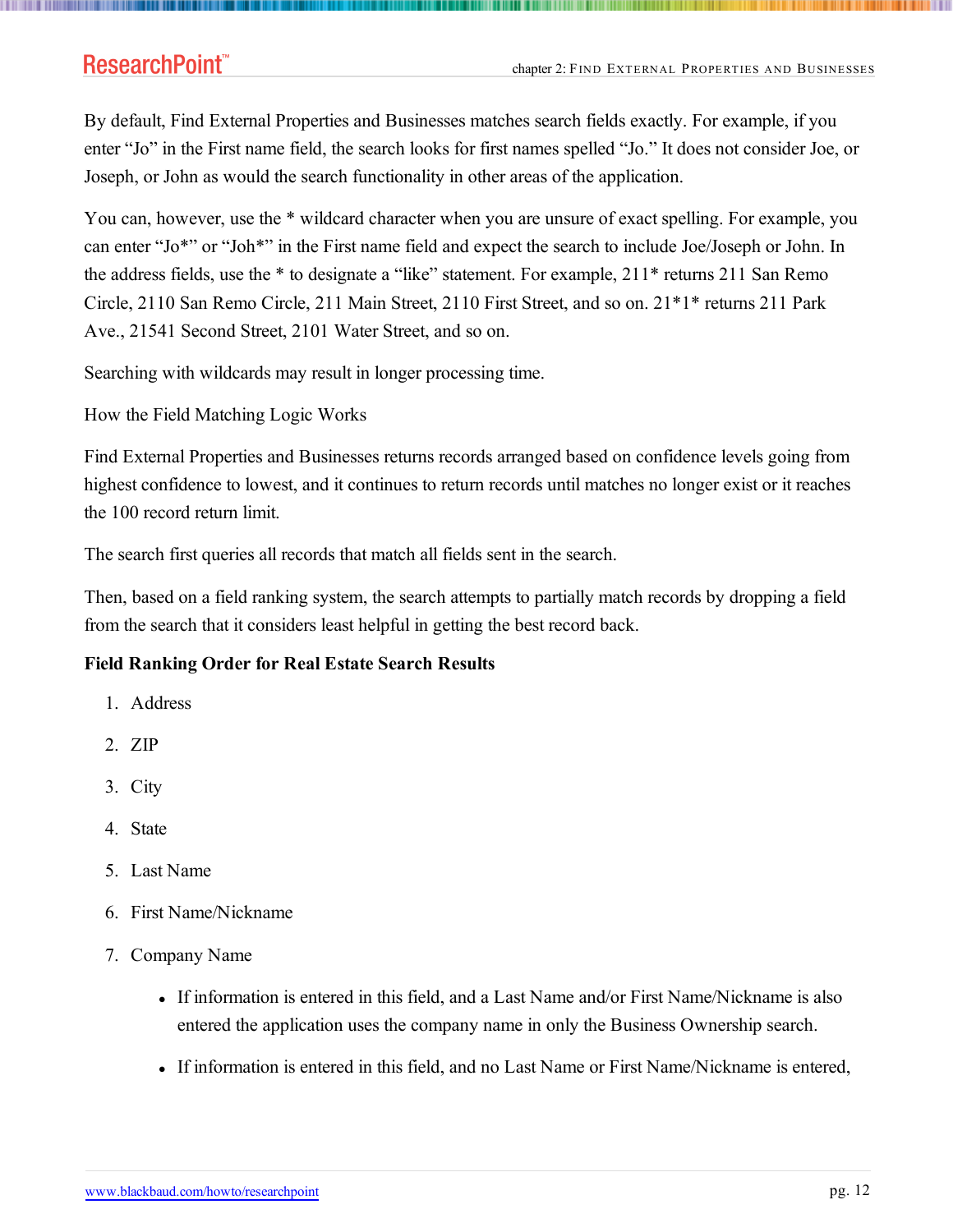By default, Find External Properties and Businesses matches search fields exactly. For example, if you enter “Jo” in the First name field, the search looks for first names spelled “Jo.” It does not consider Joe, or Joseph, or John as would the search functionality in other areas of the application.

You can, however, use the * wildcard character when you are unsure of exact spelling. For example, you can enter “Jo*” or “Joh*” in the First name field and expect the search to include Joe/Joseph or John. In the address fields, use the * to designate a “like” statement. For example, 211* returns 211 San Remo Circle, 2110 San Remo Circle, 211 Main Street, 2110 First Street, and so on. 21*1* returns 211 Park Ave., 21541 Second Street, 2101 Water Street, and so on.

Searching with wildcards may result in longer processing time.

How the Field Matching Logic Works

Find External Properties and Businesses returns records arranged based on confidence levels going from highest confidence to lowest, and it continues to return records until matches no longer exist or it reaches the 100 record return limit.

The search first queries all records that match all fields sent in the search.

Then, based on a field ranking system, the search attempts to partially match records by dropping a field from the search that it considers least helpful in getting the best record back.

**Field Ranking Order for Real Estate Search Results**

1. Address
2. ZIP
3. City
4. State
5. Last Name
6. First Name/Nickname
7. Company Name
   - If information is entered in this field, and a Last Name and/or First Name/Nickname is also entered the application uses the company name in only the Business Ownership search.
   - If information is entered in this field, and no Last Name or First Name/Nickname is entered,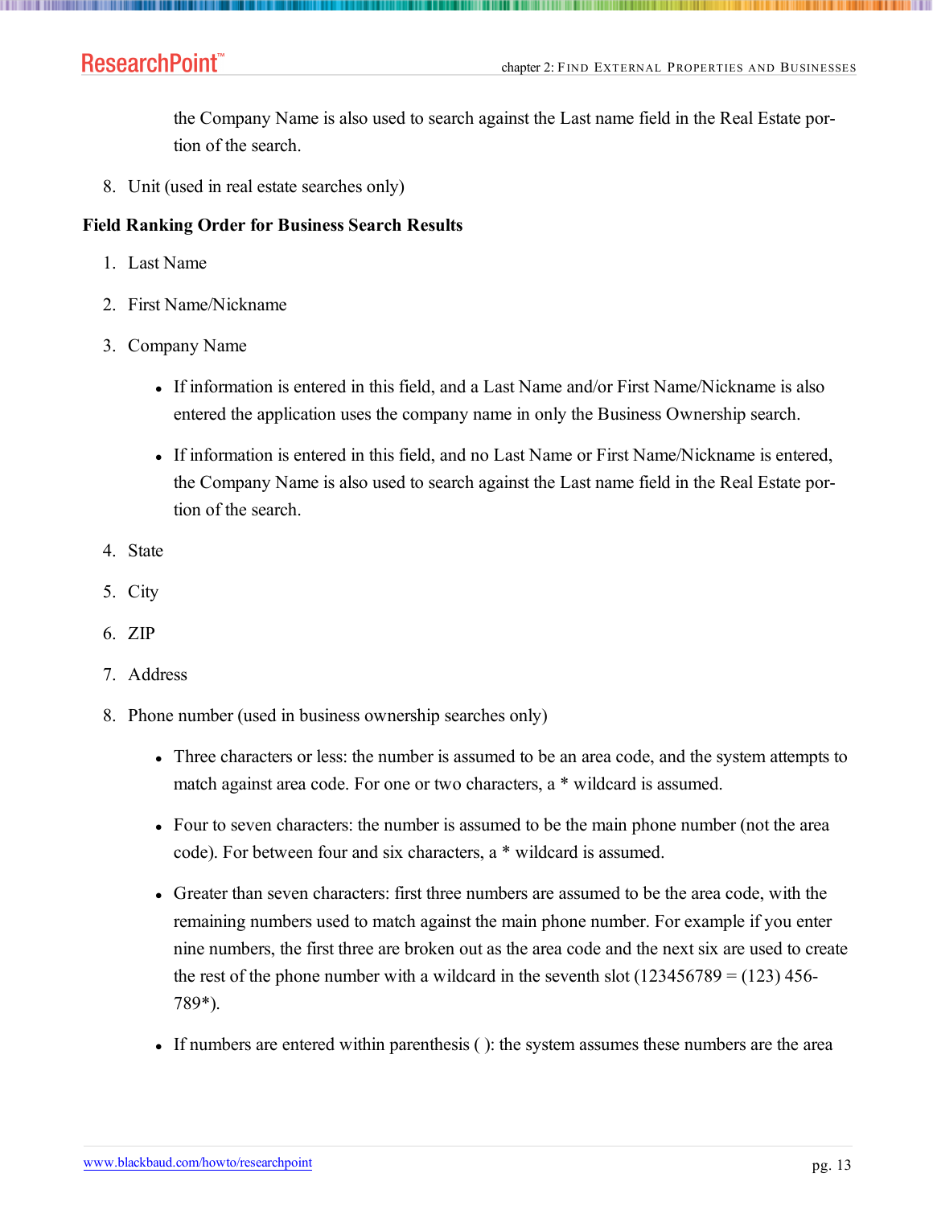the Company Name is also used to search against the Last name field in the Real Estate portion of the search.

8. Unit (used in real estate searches only)

**Field Ranking Order for Business Search Results**

1. Last Name
2. First Name/Nickname
3. Company Name
    - If information is entered in this field, and a Last Name and/or First Name/Nickname is also entered the application uses the company name in only the Business Ownership search.
    - If information is entered in this field, and no Last Name or First Name/Nickname is entered, the Company Name is also used to search against the Last name field in the Real Estate portion of the search.
4. State
5. City
6. ZIP
7. Address
8. Phone number (used in business ownership searches only)
    - Three characters or less: the number is assumed to be an area code, and the system attempts to match against area code. For one or two characters, a * wildcard is assumed.
    - Four to seven characters: the number is assumed to be the main phone number (not the area code). For between four and six characters, a * wildcard is assumed.
    - Greater than seven characters: first three numbers are assumed to be the area code, with the remaining numbers used to match against the main phone number. For example if you enter nine numbers, the first three are broken out as the area code and the next six are used to create the rest of the phone number with a wildcard in the seventh slot (123456789 = (123) 456-789*).
    - If numbers are entered within parenthesis ( ): the system assumes these numbers are the area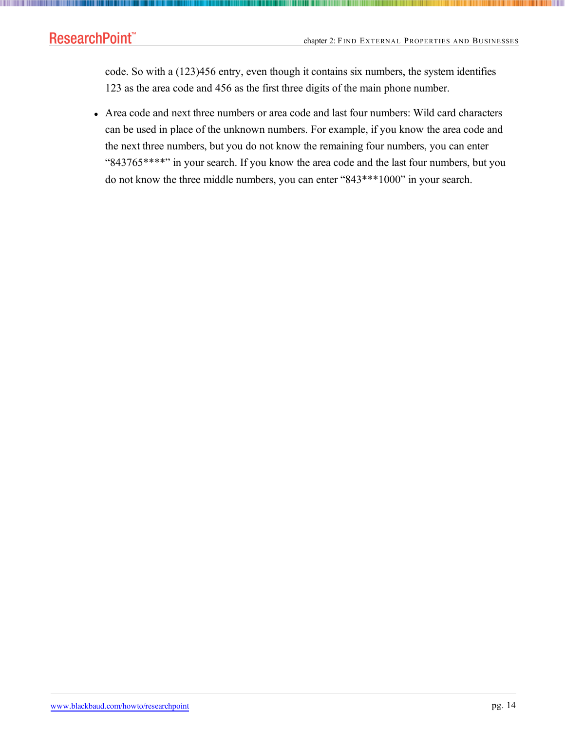code. So with a (123)456 entry, even though it contains six numbers, the system identifies 123 as the area code and 456 as the first three digits of the main phone number.

- Area code and next three numbers or area code and last four numbers: Wild card characters can be used in place of the unknown numbers. For example, if you know the area code and the next three numbers, but you do not know the remaining four numbers, you can enter “843765****” in your search. If you know the area code and the last four numbers, but you do not know the three middle numbers, you can enter “843***1000” in your search.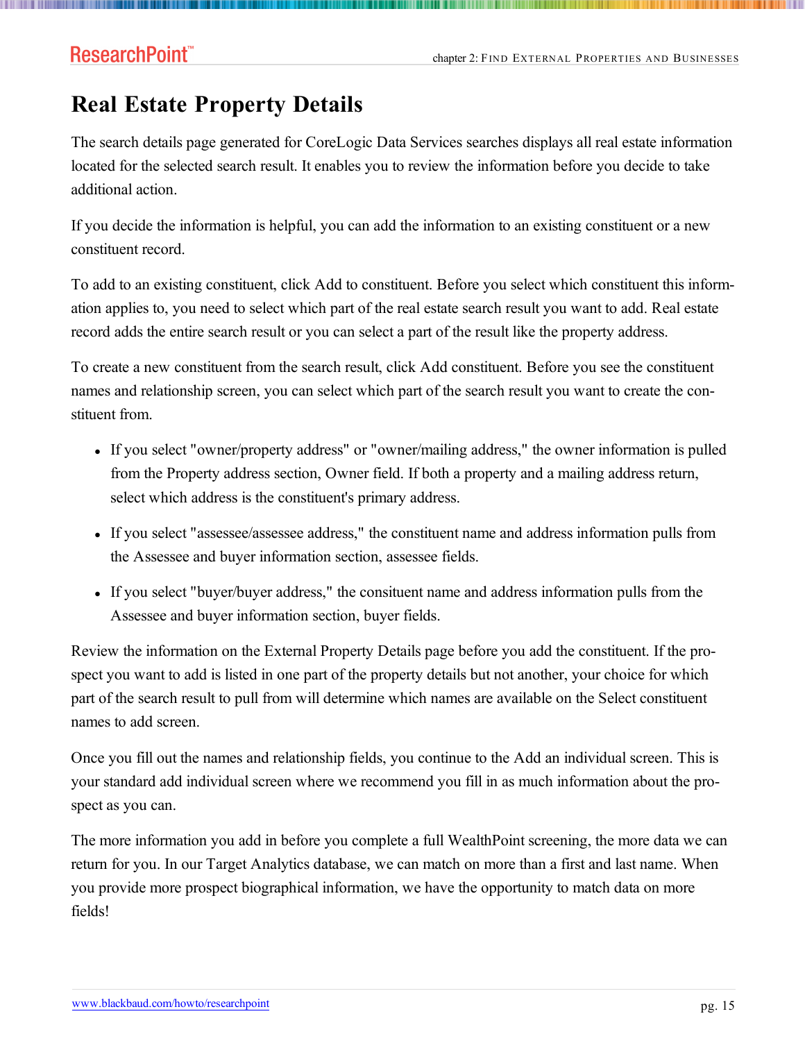# Real Estate Property Details

The search details page generated for CoreLogic Data Services searches displays all real estate information located for the selected search result. It enables you to review the information before you decide to take additional action.

If you decide the information is helpful, you can add the information to an existing constituent or a new constituent record.

To add to an existing constituent, click Add to constituent. Before you select which constituent this information applies to, you need to select which part of the real estate search result you want to add. Real estate record adds the entire search result or you can select a part of the result like the property address.

To create a new constituent from the search result, click Add constituent. Before you see the constituent names and relationship screen, you can select which part of the search result you want to create the constituent from.

- If you select "owner/property address" or "owner/mailing address," the owner information is pulled from the Property address section, Owner field. If both a property and a mailing address return, select which address is the constituent's primary address.
- If you select "assessee/assessee address," the constituent name and address information pulls from the Assessee and buyer information section, assessee fields.
- If you select "buyer/buyer address," the consituent name and address information pulls from the Assessee and buyer information section, buyer fields.

Review the information on the External Property Details page before you add the constituent. If the prospect you want to add is listed in one part of the property details but not another, your choice for which part of the search result to pull from will determine which names are available on the Select constituent names to add screen.

Once you fill out the names and relationship fields, you continue to the Add an individual screen. This is your standard add individual screen where we recommend you fill in as much information about the prospect as you can.

The more information you add in before you complete a full WealthPoint screening, the more data we can return for you. In our Target Analytics database, we can match on more than a first and last name. When you provide more prospect biographical information, we have the opportunity to match data on more fields!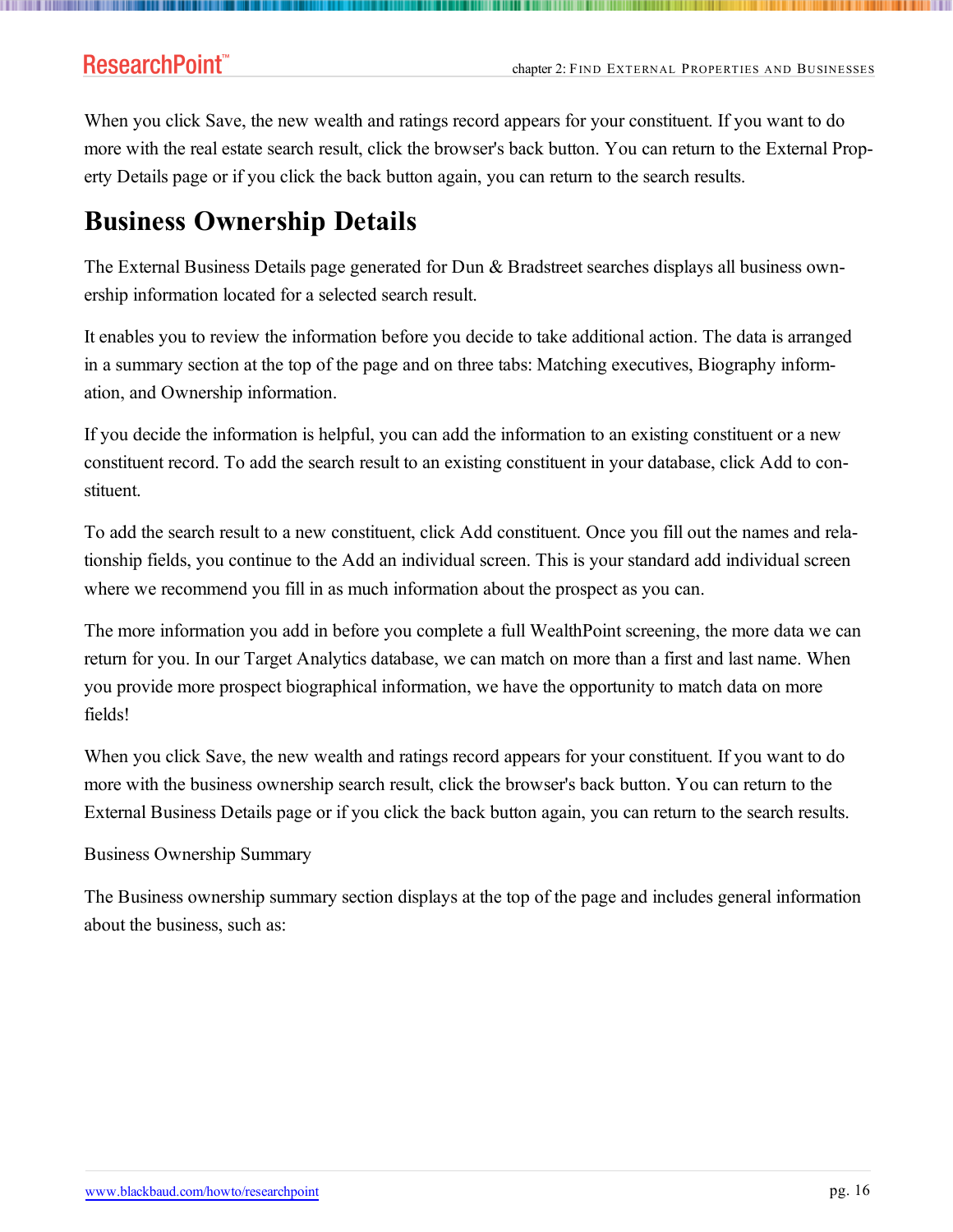When you click Save, the new wealth and ratings record appears for your constituent. If you want to do more with the real estate search result, click the browser's back button. You can return to the External Property Details page or if you click the back button again, you can return to the search results.

## Business Ownership Details

The External Business Details page generated for Dun & Bradstreet searches displays all business ownership information located for a selected search result.

It enables you to review the information before you decide to take additional action. The data is arranged in a summary section at the top of the page and on three tabs: Matching executives, Biography information, and Ownership information.

If you decide the information is helpful, you can add the information to an existing constituent or a new constituent record. To add the search result to an existing constituent in your database, click Add to constituent.

To add the search result to a new constituent, click Add constituent. Once you fill out the names and relationship fields, you continue to the Add an individual screen. This is your standard add individual screen where we recommend you fill in as much information about the prospect as you can.

The more information you add in before you complete a full WealthPoint screening, the more data we can return for you. In our Target Analytics database, we can match on more than a first and last name. When you provide more prospect biographical information, we have the opportunity to match data on more fields!

When you click Save, the new wealth and ratings record appears for your constituent. If you want to do more with the business ownership search result, click the browser's back button. You can return to the External Business Details page or if you click the back button again, you can return to the search results.

Business Ownership Summary

The Business ownership summary section displays at the top of the page and includes general information about the business, such as: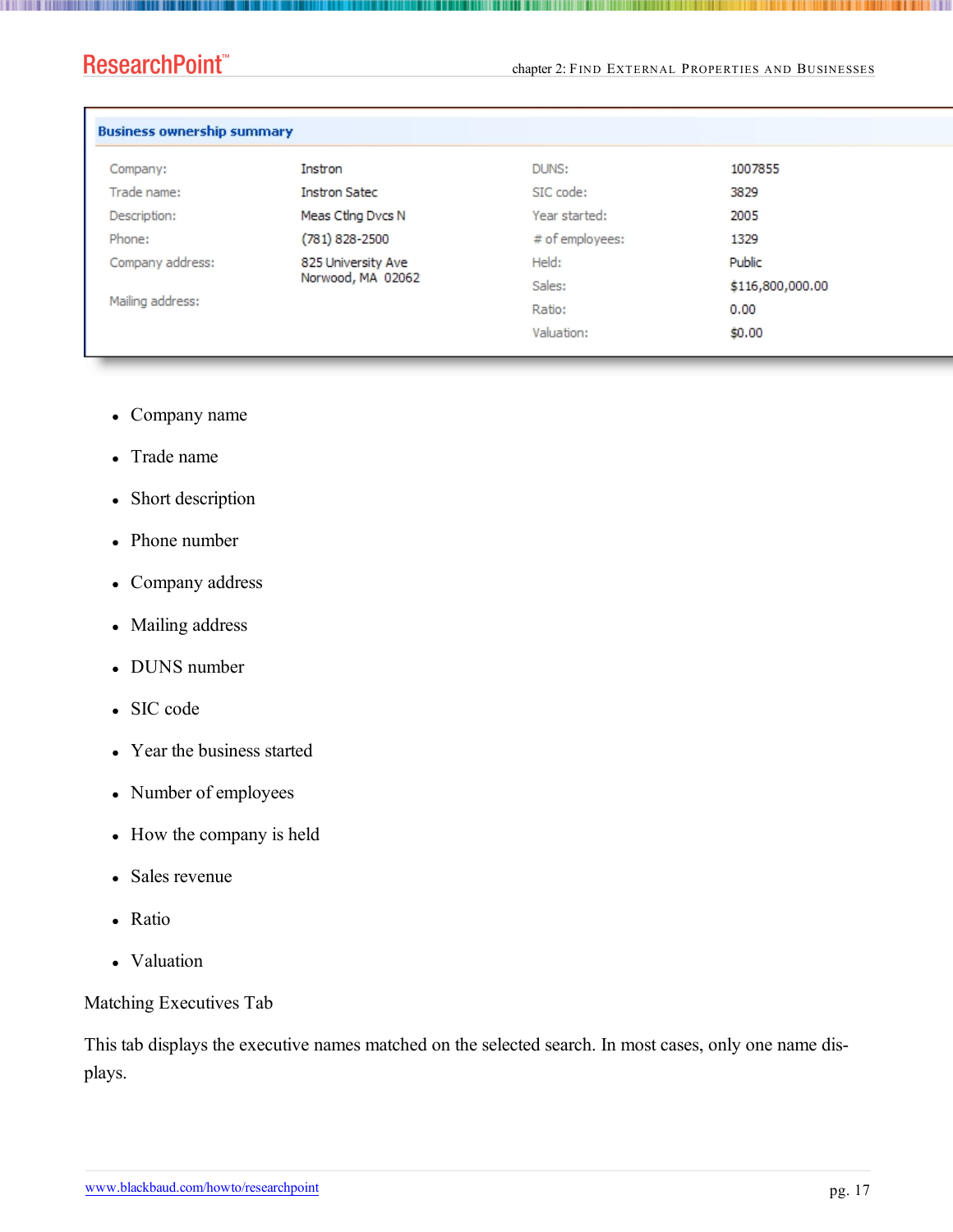**Business ownership summary**

| | | | |
|---|---|---|---|
| Company: | Instron | DUNS: | 1007855 |
| Trade name: | Instron Satec | SIC code: | 3829 |
| Description: | Meas Ctlng Dvcs N | Year started: | 2005 |
| Phone: | (781) 828-2500 | # of employees: | 1329 |
| Company address: | 825 University Ave Norwood, MA 02062 | Held: | Public |
| | | Sales: | $116,800,000.00 |
| Mailing address: | | Ratio: | 0.00 |
| | | Valuation: | $0.00 |

- Company name
- Trade name
- Short description
- Phone number
- Company address
- Mailing address
- DUNS number
- SIC code
- Year the business started
- Number of employees
- How the company is held
- Sales revenue
- Ratio
- Valuation

Matching Executives Tab

This tab displays the executive names matched on the selected search. In most cases, only one name displays.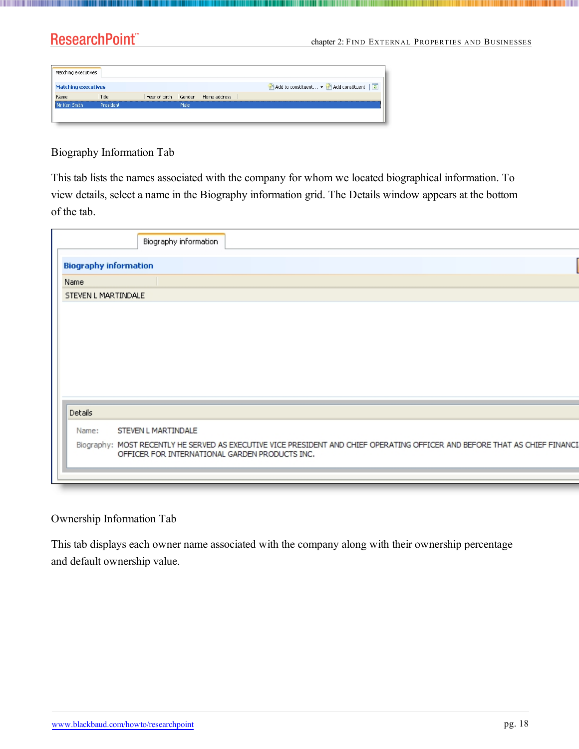Biography Information Tab

This tab lists the names associated with the company for whom we located biographical information. To view details, select a name in the Biography information grid. The Details window appears at the bottom of the tab.

Ownership Information Tab

This tab displays each owner name associated with the company along with their ownership percentage and default ownership value.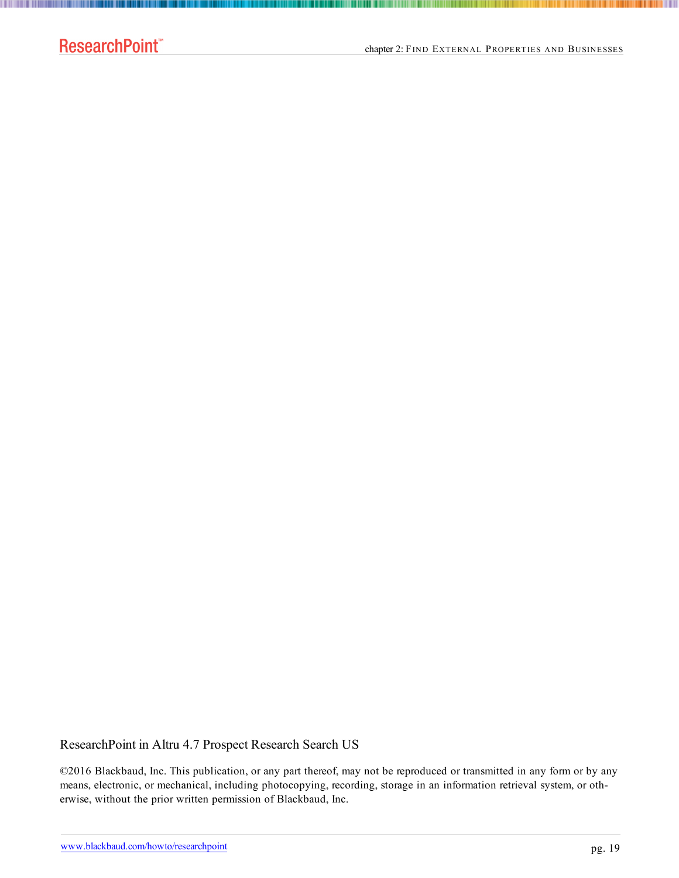ResearchPoint in Altru 4.7 Prospect Research Search US

©2016 Blackbaud, Inc. This publication, or any part thereof, may not be reproduced or transmitted in any form or by any means, electronic, or mechanical, including photocopying, recording, storage in an information retrieval system, or otherwise, without the prior written permission of Blackbaud, Inc.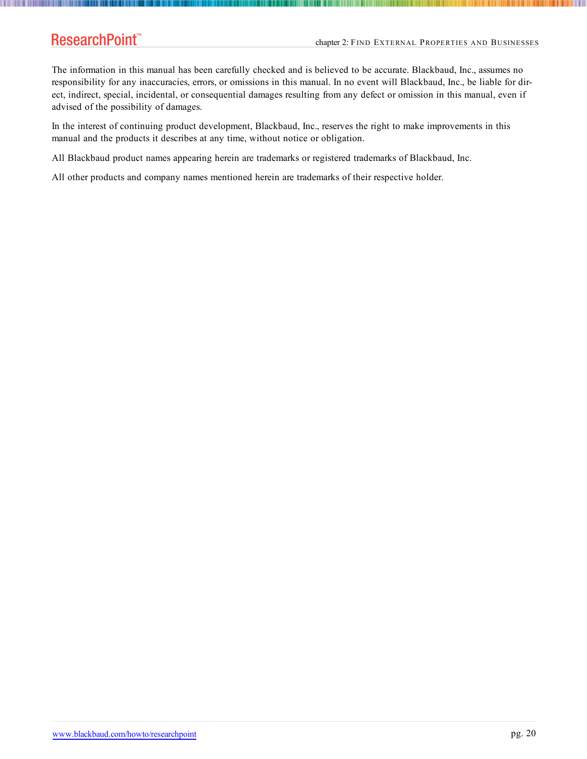The information in this manual has been carefully checked and is believed to be accurate. Blackbaud, Inc., assumes no responsibility for any inaccuracies, errors, or omissions in this manual. In no event will Blackbaud, Inc., be liable for direct, indirect, special, incidental, or consequential damages resulting from any defect or omission in this manual, even if advised of the possibility of damages.

In the interest of continuing product development, Blackbaud, Inc., reserves the right to make improvements in this manual and the products it describes at any time, without notice or obligation.

All Blackbaud product names appearing herein are trademarks or registered trademarks of Blackbaud, Inc.

All other products and company names mentioned herein are trademarks of their respective holder.